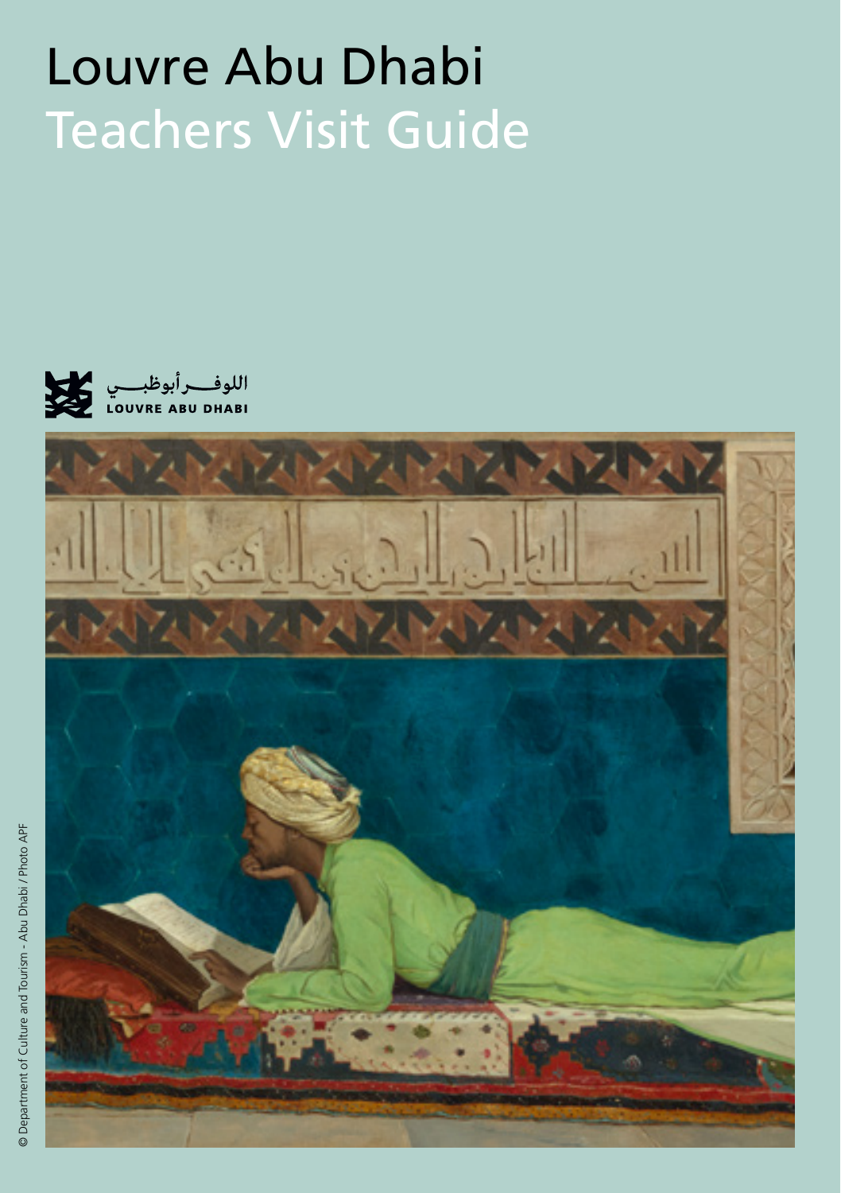# Louvre Abu Dhabi
## Teachers Visit Guide

اللوفـــر أبوظبـــي
LOUVRE ABU DHABI

© Department of Culture and Tourism - Abu Dhabi / Photo APF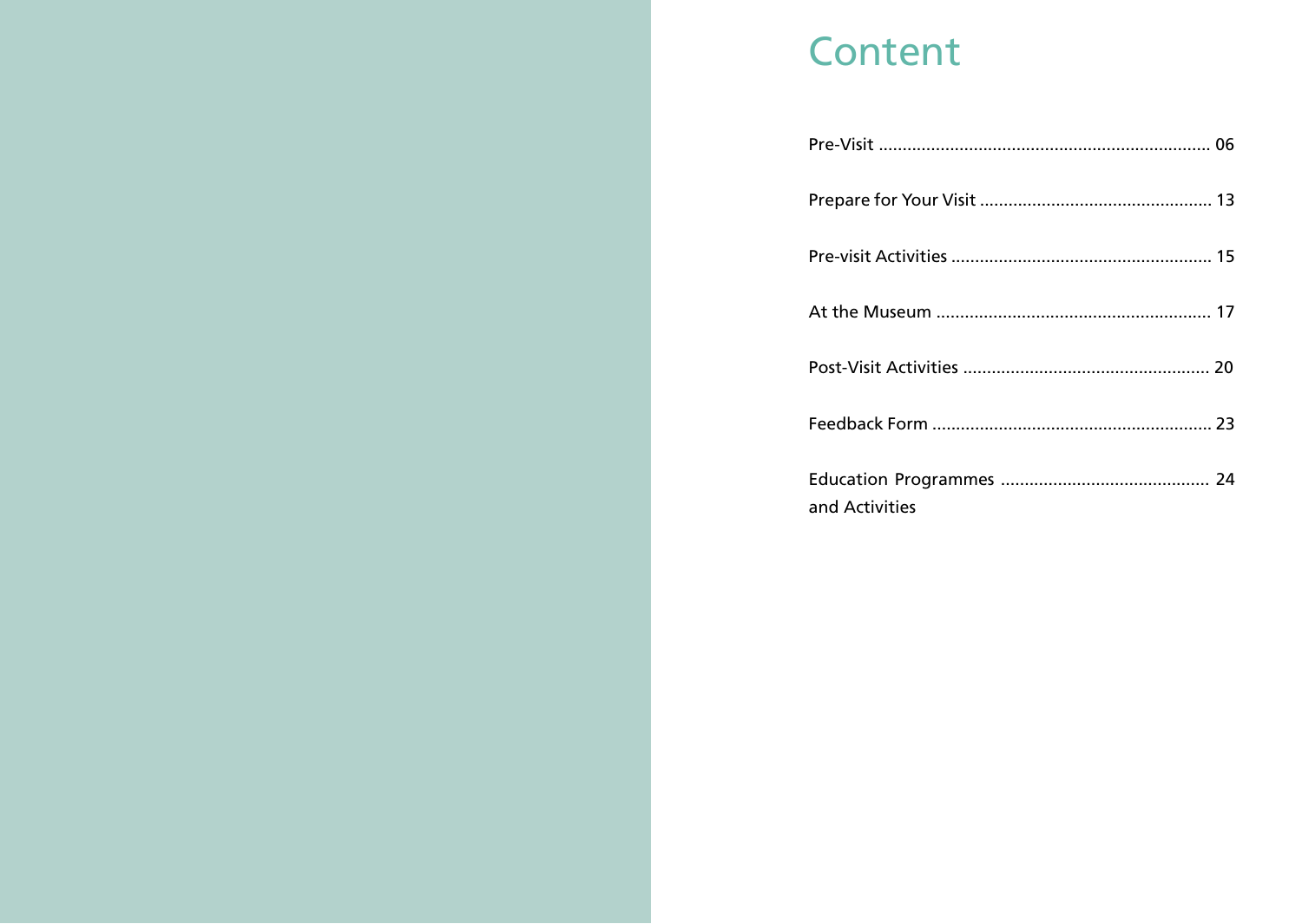# Content

Pre-Visit ..................................................................... 06

Prepare for Your Visit ................................................ 13

Pre-visit Activities ...................................................... 15

At the Museum ......................................................... 17

Post-Visit Activities ................................................... 20

Feedback Form .......................................................... 23

Education Programmes and Activities ........................................... 24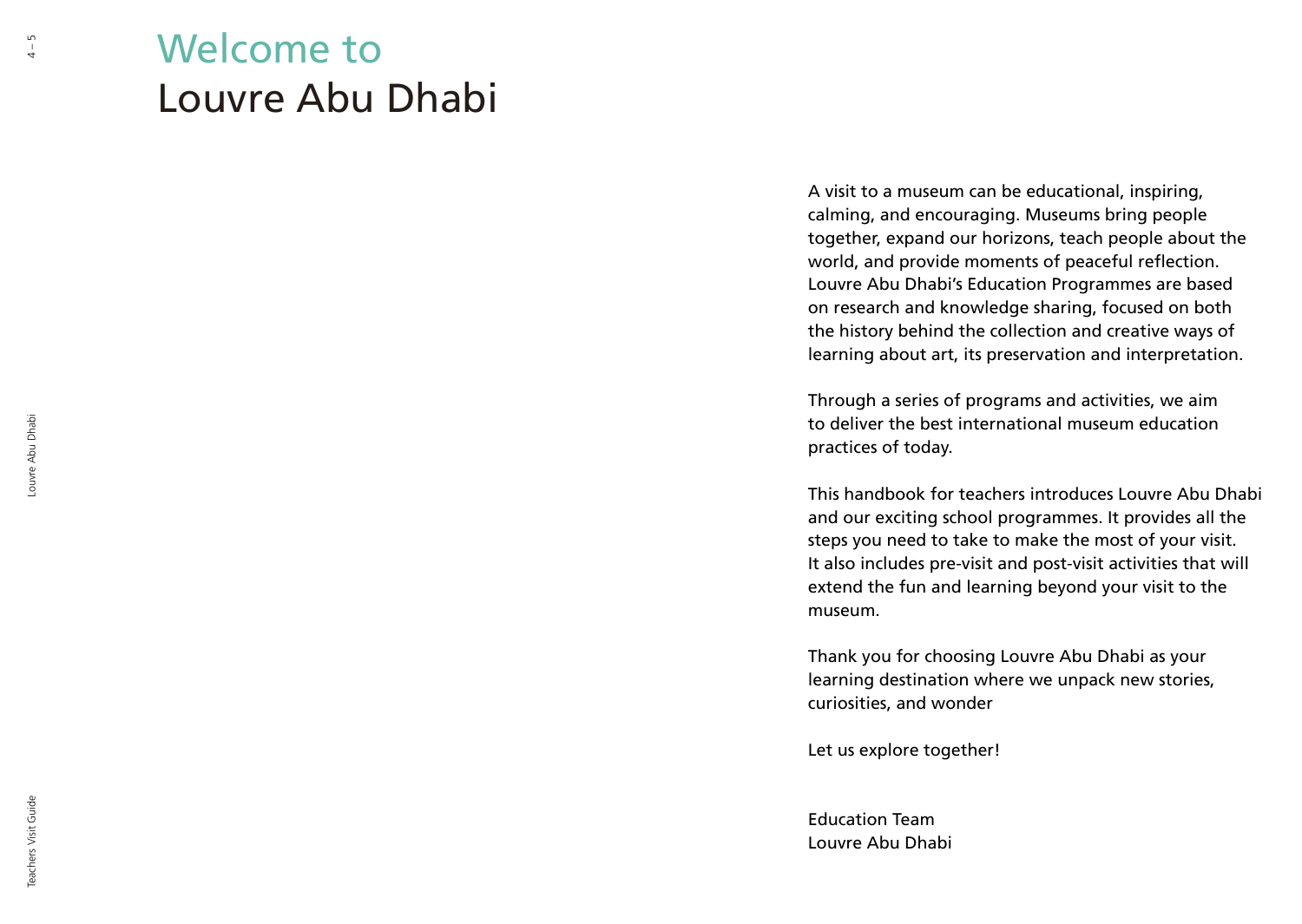# Welcome to Louvre Abu Dhabi

A visit to a museum can be educational, inspiring, calming, and encouraging. Museums bring people together, expand our horizons, teach people about the world, and provide moments of peaceful reflection. Louvre Abu Dhabi's Education Programmes are based on research and knowledge sharing, focused on both the history behind the collection and creative ways of learning about art, its preservation and interpretation.

Through a series of programs and activities, we aim to deliver the best international museum education practices of today.

This handbook for teachers introduces Louvre Abu Dhabi and our exciting school programmes. It provides all the steps you need to take to make the most of your visit. It also includes pre-visit and post-visit activities that will extend the fun and learning beyond your visit to the museum.

Thank you for choosing Louvre Abu Dhabi as your learning destination where we unpack new stories, curiosities, and wonder

Let us explore together!

Education Team
Louvre Abu Dhabi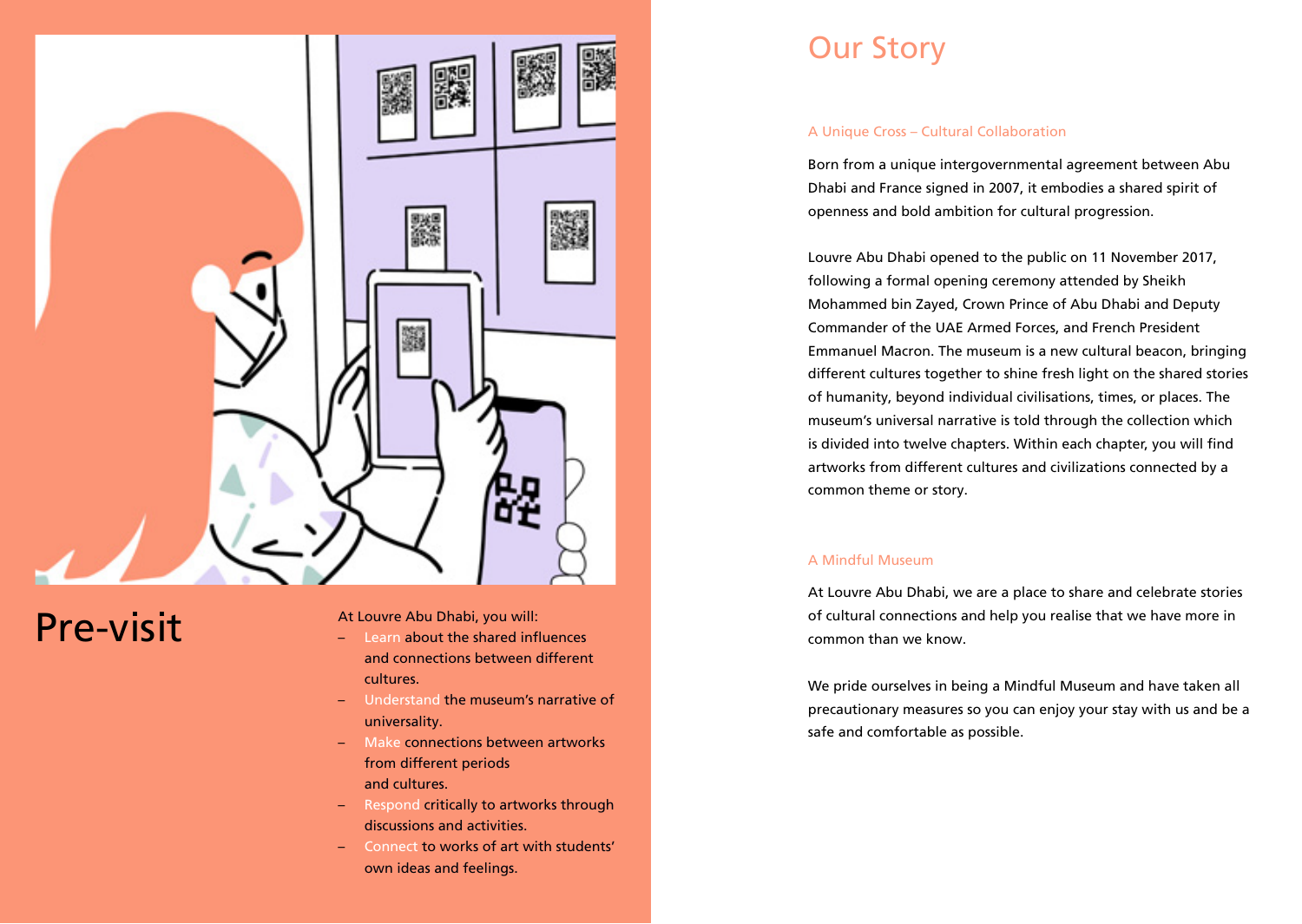# Pre-visit

At Louvre Abu Dhabi, you will:

– Learn about the shared influences and connections between different cultures.
– Understand the museum's narrative of universality.
– Make connections between artworks from different periods and cultures.
– Respond critically to artworks through discussions and activities.
– Connect to works of art with students' own ideas and feelings.

# Our Story

### A Unique Cross – Cultural Collaboration

Born from a unique intergovernmental agreement between Abu Dhabi and France signed in 2007, it embodies a shared spirit of openness and bold ambition for cultural progression.

Louvre Abu Dhabi opened to the public on 11 November 2017, following a formal opening ceremony attended by Sheikh Mohammed bin Zayed, Crown Prince of Abu Dhabi and Deputy Commander of the UAE Armed Forces, and French President Emmanuel Macron. The museum is a new cultural beacon, bringing different cultures together to shine fresh light on the shared stories of humanity, beyond individual civilisations, times, or places. The museum's universal narrative is told through the collection which is divided into twelve chapters. Within each chapter, you will find artworks from different cultures and civilizations connected by a common theme or story.

### A Mindful Museum

At Louvre Abu Dhabi, we are a place to share and celebrate stories of cultural connections and help you realise that we have more in common than we know.

We pride ourselves in being a Mindful Museum and have taken all precautionary measures so you can enjoy your stay with us and be a safe and comfortable as possible.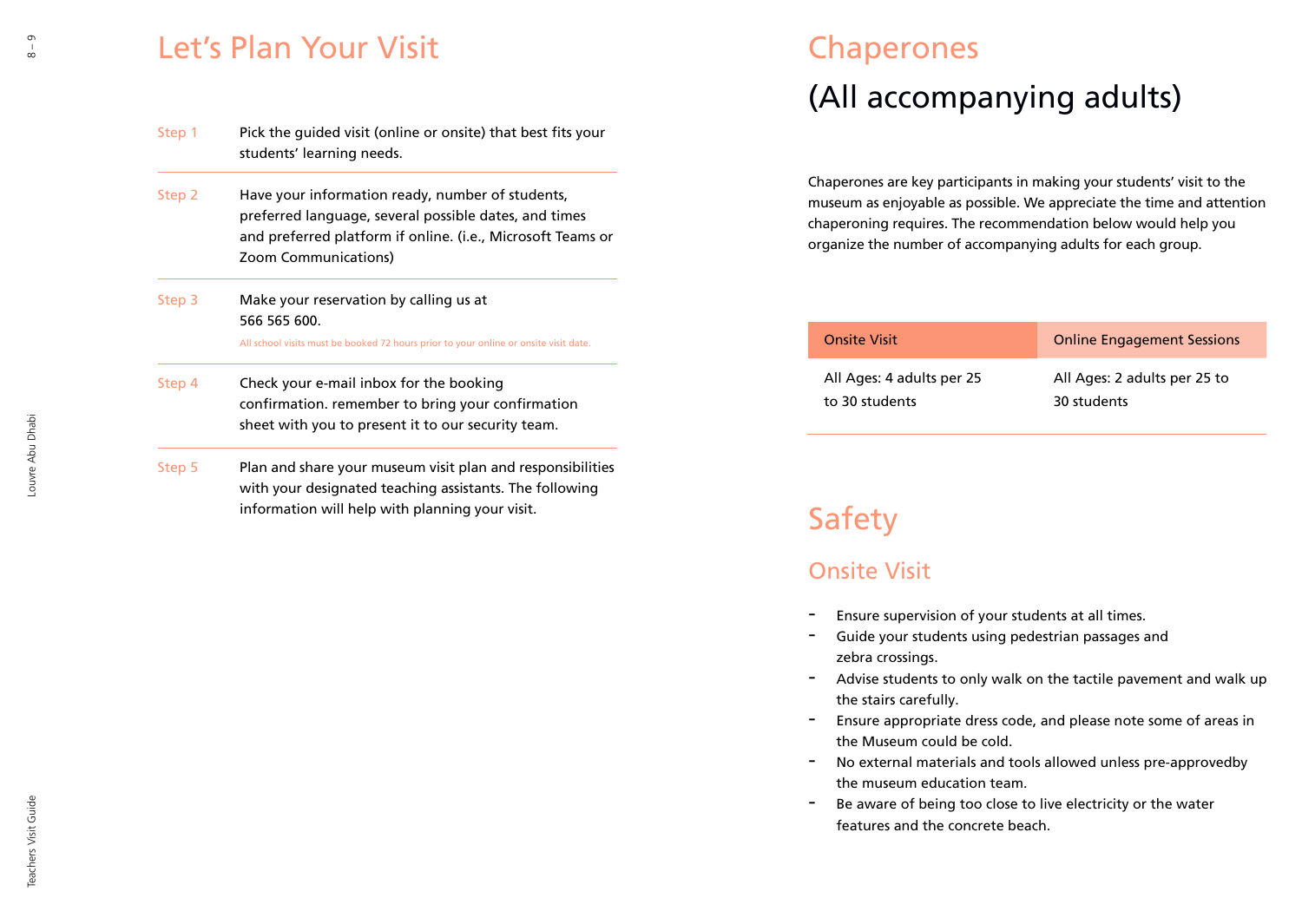# Let's Plan Your Visit

**Step 1** Pick the guided visit (online or onsite) that best fits your students' learning needs.

**Step 2** Have your information ready, number of students, preferred language, several possible dates, and times and preferred platform if online. (i.e., Microsoft Teams or Zoom Communications)

**Step 3** Make your reservation by calling us at 566 565 600.

All school visits must be booked 72 hours prior to your online or onsite visit date.

**Step 4** Check your e-mail inbox for the booking confirmation. remember to bring your confirmation sheet with you to present it to our security team.

**Step 5** Plan and share your museum visit plan and responsibilities with your designated teaching assistants. The following information will help with planning your visit.

# Chaperones

## (All accompanying adults)

Chaperones are key participants in making your students' visit to the museum as enjoyable as possible. We appreciate the time and attention chaperoning requires. The recommendation below would help you organize the number of accompanying adults for each group.

| Onsite Visit | Online Engagement Sessions |
| --- | --- |
| All Ages: 4 adults per 25 to 30 students | All Ages: 2 adults per 25 to 30 students |

# Safety

## Onsite Visit

- Ensure supervision of your students at all times.
- Guide your students using pedestrian passages and zebra crossings.
- Advise students to only walk on the tactile pavement and walk up the stairs carefully.
- Ensure appropriate dress code, and please note some of areas in the Museum could be cold.
- No external materials and tools allowed unless pre-approvedby the museum education team.
- Be aware of being too close to live electricity or the water features and the concrete beach.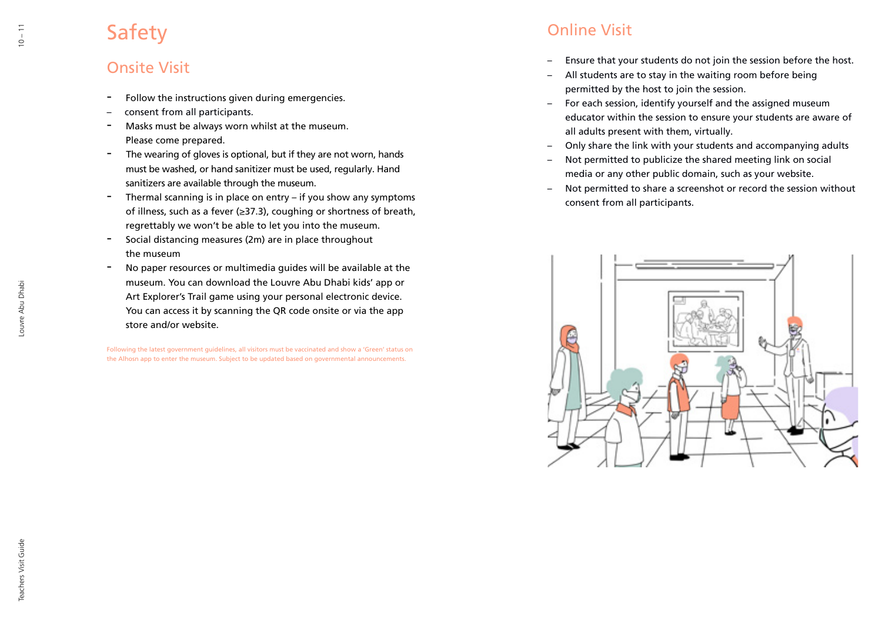# Safety

## Onsite Visit

- Follow the instructions given during emergencies.
- consent from all participants.
- Masks must be always worn whilst at the museum. Please come prepared.
- The wearing of gloves is optional, but if they are not worn, hands must be washed, or hand sanitizer must be used, regularly. Hand sanitizers are available through the museum.
- Thermal scanning is in place on entry – if you show any symptoms of illness, such as a fever (≥37.3), coughing or shortness of breath, regrettably we won't be able to let you into the museum.
- Social distancing measures (2m) are in place throughout the museum
- No paper resources or multimedia guides will be available at the museum. You can download the Louvre Abu Dhabi kids' app or Art Explorer's Trail game using your personal electronic device. You can access it by scanning the QR code onsite or via the app store and/or website.

Following the latest government guidelines, all visitors must be vaccinated and show a 'Green' status on the Alhosn app to enter the museum. Subject to be updated based on governmental announcements.

## Online Visit

- Ensure that your students do not join the session before the host.
- All students are to stay in the waiting room before being permitted by the host to join the session.
- For each session, identify yourself and the assigned museum educator within the session to ensure your students are aware of all adults present with them, virtually.
- Only share the link with your students and accompanying adults
- Not permitted to publicize the shared meeting link on social media or any other public domain, such as your website.
- Not permitted to share a screenshot or record the session without consent from all participants.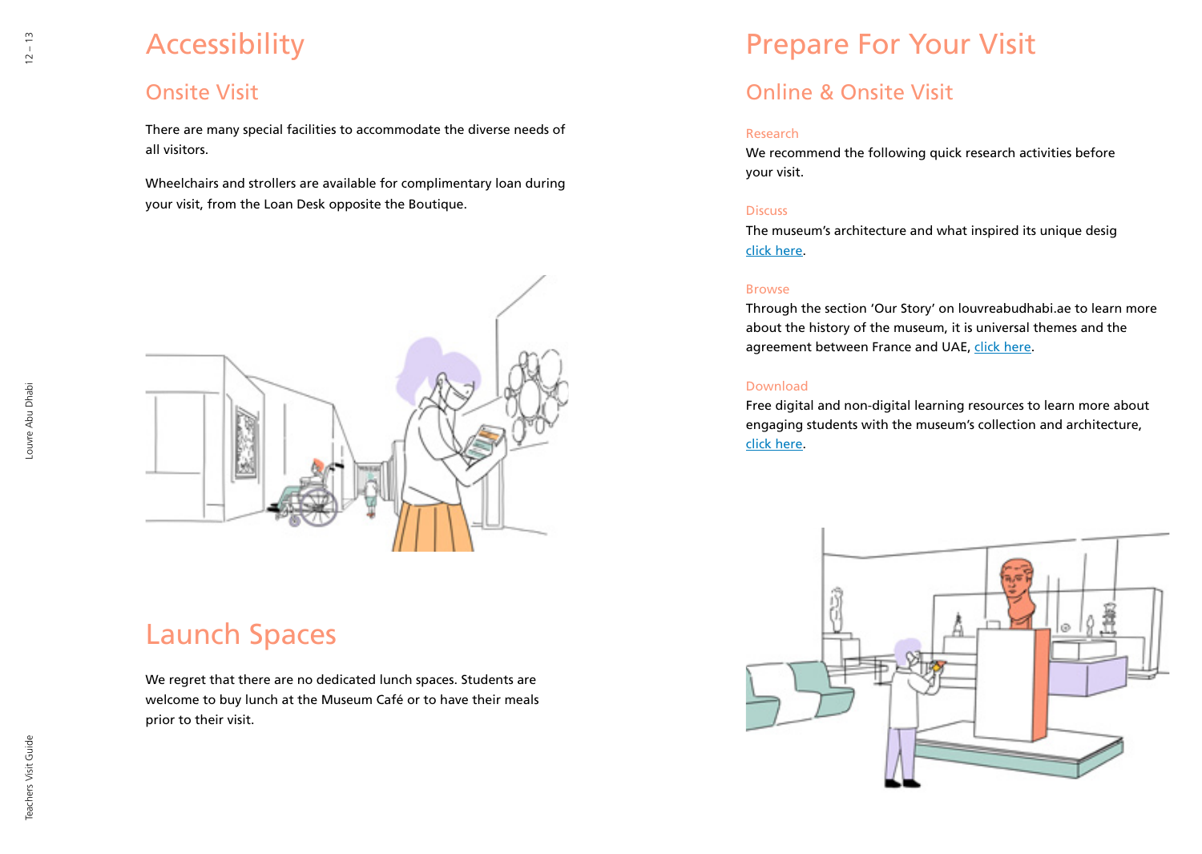# Accessibility

## Onsite Visit

There are many special facilities to accommodate the diverse needs of all visitors.

Wheelchairs and strollers are available for complimentary loan during your visit, from the Loan Desk opposite the Boutique.

# Launch Spaces

We regret that there are no dedicated lunch spaces. Students are welcome to buy lunch at the Museum Café or to have their meals prior to their visit.

# Prepare For Your Visit

## Online & Onsite Visit

### Research

We recommend the following quick research activities before your visit.

### Discuss

The museum's architecture and what inspired its unique desig click here.

### Browse

Through the section 'Our Story' on louvreabudhabi.ae to learn more about the history of the museum, it is universal themes and the agreement between France and UAE, click here.

### Download

Free digital and non-digital learning resources to learn more about engaging students with the museum's collection and architecture, click here.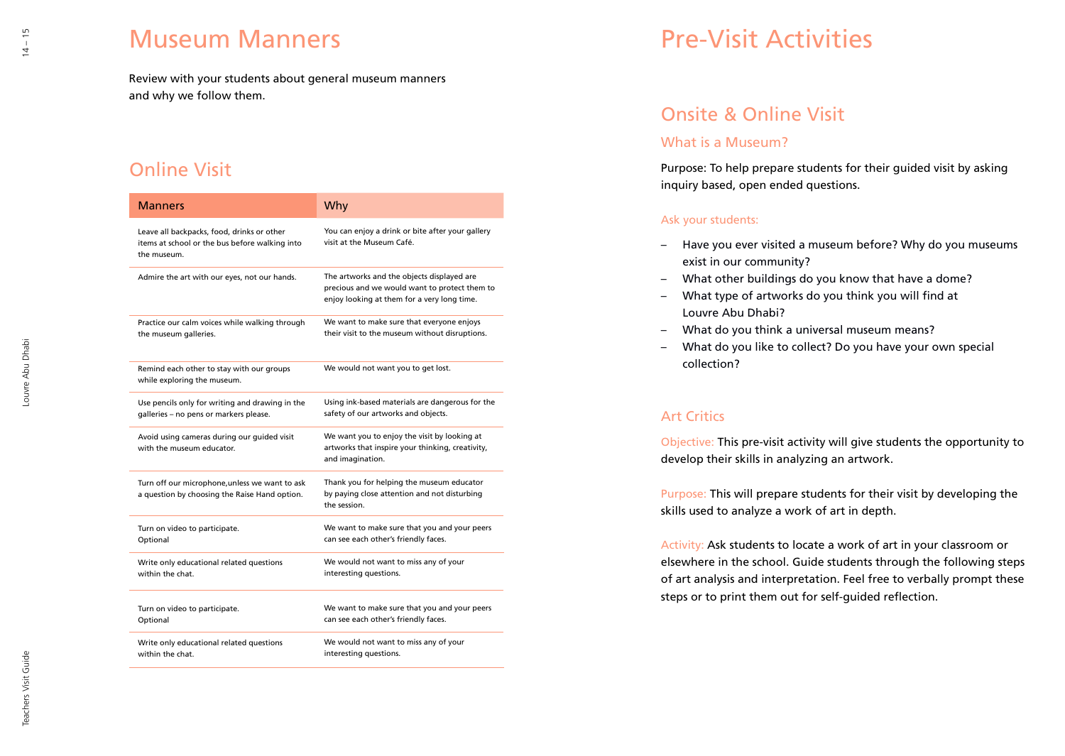# Museum Manners

Review with your students about general museum manners and why we follow them.

## Online Visit

| Manners | Why |
|---|---|
| Leave all backpacks, food, drinks or other items at school or the bus before walking into the museum. | You can enjoy a drink or bite after your gallery visit at the Museum Café. |
| Admire the art with our eyes, not our hands. | The artworks and the objects displayed are precious and we would want to protect them to enjoy looking at them for a very long time. |
| Practice our calm voices while walking through the museum galleries. | We want to make sure that everyone enjoys their visit to the museum without disruptions. |
| Remind each other to stay with our groups while exploring the museum. | We would not want you to get lost. |
| Use pencils only for writing and drawing in the galleries – no pens or markers please. | Using ink-based materials are dangerous for the safety of our artworks and objects. |
| Avoid using cameras during our guided visit with the museum educator. | We want you to enjoy the visit by looking at artworks that inspire your thinking, creativity, and imagination. |
| Turn off our microphone,unless we want to ask a question by choosing the Raise Hand option. | Thank you for helping the museum educator by paying close attention and not disturbing the session. |
| Turn on video to participate. Optional | We want to make sure that you and your peers can see each other's friendly faces. |
| Write only educational related questions within the chat. | We would not want to miss any of your interesting questions. |
| Turn on video to participate. Optional | We want to make sure that you and your peers can see each other's friendly faces. |
| Write only educational related questions within the chat. | We would not want to miss any of your interesting questions. |

# Pre-Visit Activities

## Onsite & Online Visit

### What is a Museum?

Purpose: To help prepare students for their guided visit by asking inquiry based, open ended questions.

Ask your students:

- Have you ever visited a museum before? Why do you museums exist in our community?
- What other buildings do you know that have a dome?
- What type of artworks do you think you will find at Louvre Abu Dhabi?
- What do you think a universal museum means?
- What do you like to collect? Do you have your own special collection?

## Art Critics

Objective: This pre-visit activity will give students the opportunity to develop their skills in analyzing an artwork.

Purpose: This will prepare students for their visit by developing the skills used to analyze a work of art in depth.

Activity: Ask students to locate a work of art in your classroom or elsewhere in the school. Guide students through the following steps of art analysis and interpretation. Feel free to verbally prompt these steps or to print them out for self-guided reflection.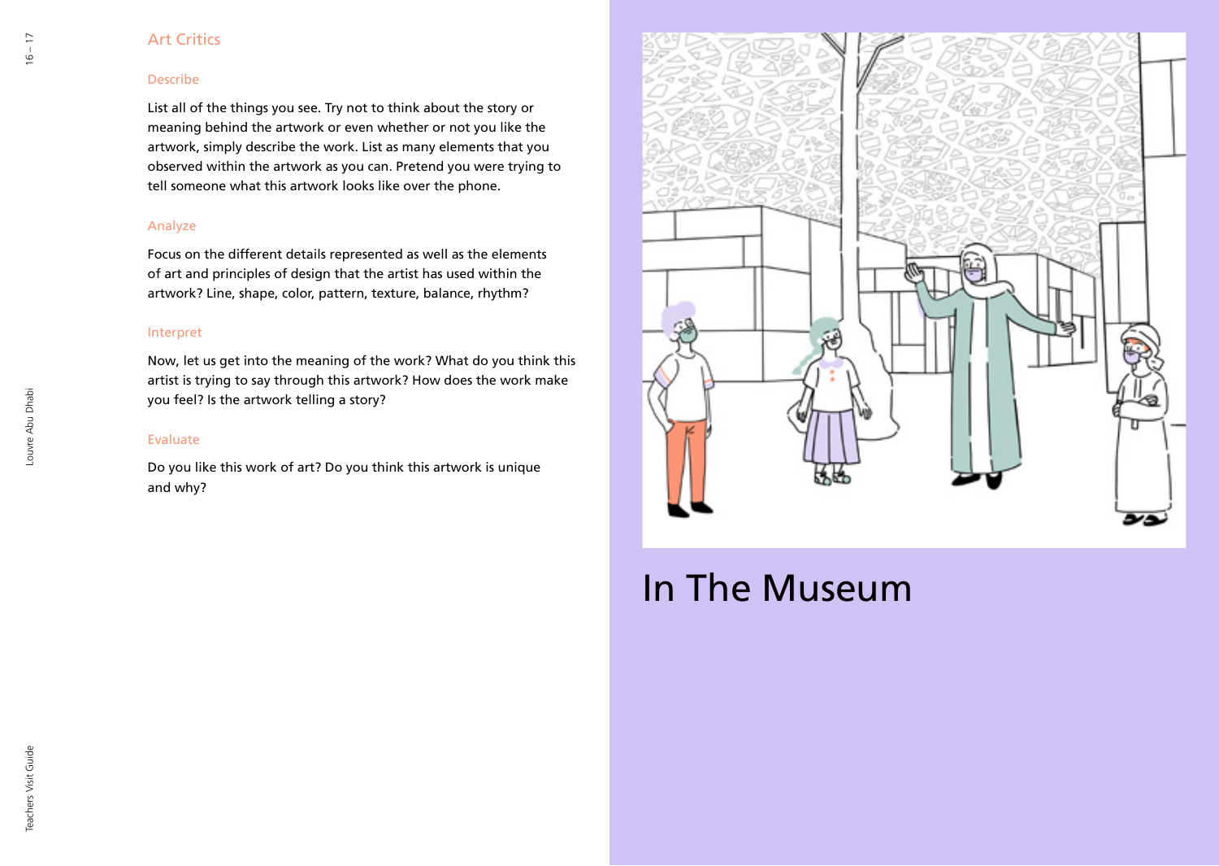## Art Critics

### Describe

List all of the things you see. Try not to think about the story or meaning behind the artwork or even whether or not you like the artwork, simply describe the work. List as many elements that you observed within the artwork as you can. Pretend you were trying to tell someone what this artwork looks like over the phone.

### Analyze

Focus on the different details represented as well as the elements of art and principles of design that the artist has used within the artwork? Line, shape, color, pattern, texture, balance, rhythm?

### Interpret

Now, let us get into the meaning of the work? What do you think this artist is trying to say through this artwork? How does the work make you feel? Is the artwork telling a story?

### Evaluate

Do you like this work of art? Do you think this artwork is unique and why?

# In The Museum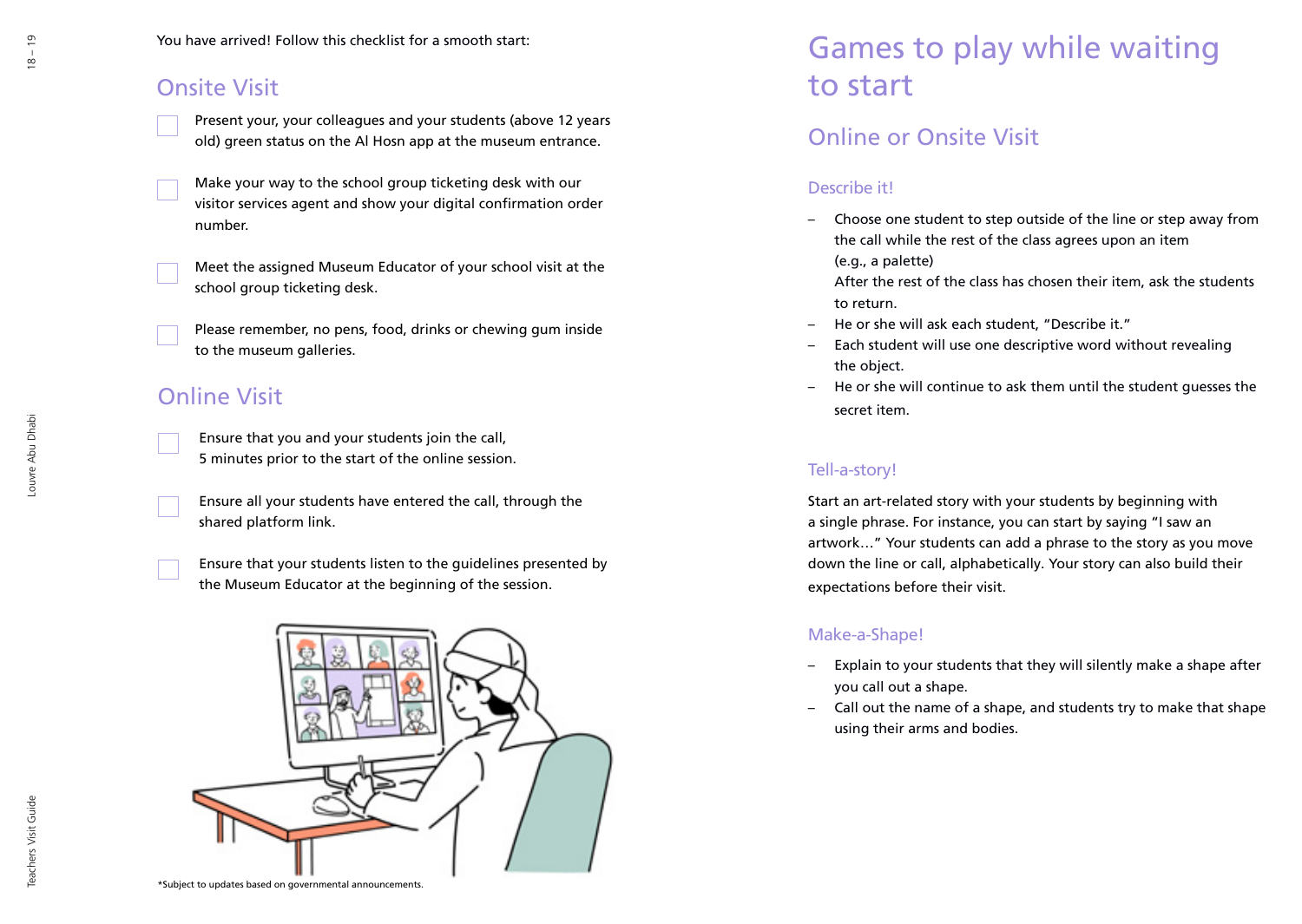You have arrived! Follow this checklist for a smooth start:

## Onsite Visit

- [ ] Present your, your colleagues and your students (above 12 years old) green status on the Al Hosn app at the museum entrance.
- [ ] Make your way to the school group ticketing desk with our visitor services agent and show your digital confirmation order number.
- [ ] Meet the assigned Museum Educator of your school visit at the school group ticketing desk.
- [ ] Please remember, no pens, food, drinks or chewing gum inside to the museum galleries.

## Online Visit

- [ ] Ensure that you and your students join the call, 5 minutes prior to the start of the online session.
- [ ] Ensure all your students have entered the call, through the shared platform link.
- [ ] Ensure that your students listen to the guidelines presented by the Museum Educator at the beginning of the session.

*Subject to updates based on governmental announcements.

# Games to play while waiting to start

## Online or Onsite Visit

### Describe it!

- Choose one student to step outside of the line or step away from the call while the rest of the class agrees upon an item (e.g., a palette)
  After the rest of the class has chosen their item, ask the students to return.
- He or she will ask each student, "Describe it."
- Each student will use one descriptive word without revealing the object.
- He or she will continue to ask them until the student guesses the secret item.

### Tell-a-story!

Start an art-related story with your students by beginning with a single phrase. For instance, you can start by saying "I saw an artwork…" Your students can add a phrase to the story as you move down the line or call, alphabetically. Your story can also build their expectations before their visit.

### Make-a-Shape!

- Explain to your students that they will silently make a shape after you call out a shape.
- Call out the name of a shape, and students try to make that shape using their arms and bodies.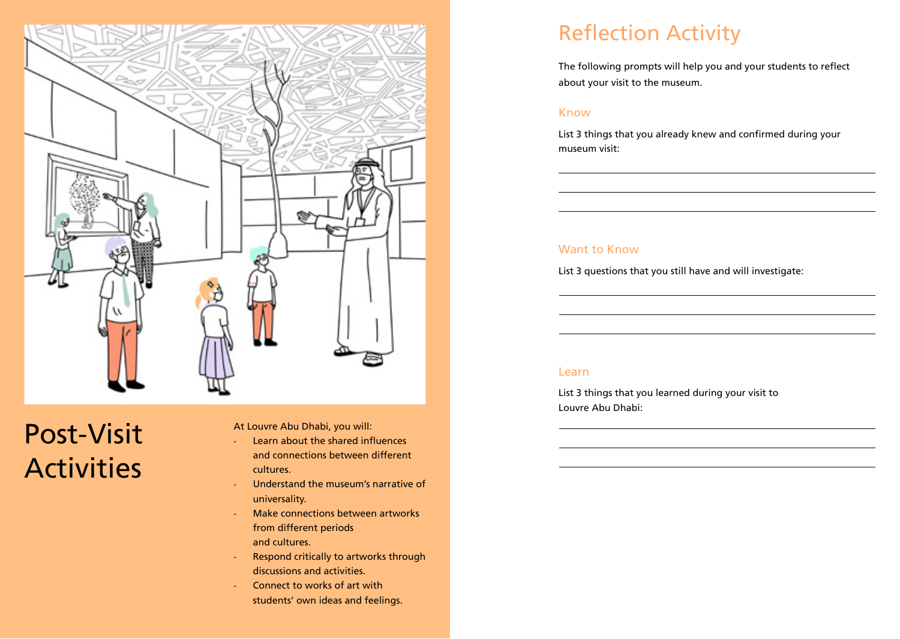# Post-Visit Activities

At Louvre Abu Dhabi, you will:

- Learn about the shared influences and connections between different cultures.
- Understand the museum's narrative of universality.
- Make connections between artworks from different periods and cultures.
- Respond critically to artworks through discussions and activities.
- Connect to works of art with students' own ideas and feelings.

## Reflection Activity

The following prompts will help you and your students to reflect about your visit to the museum.

### Know

List 3 things that you already knew and confirmed during your museum visit:

___

___

___

### Want to Know

List 3 questions that you still have and will investigate:

___

___

___

### Learn

List 3 things that you learned during your visit to Louvre Abu Dhabi:

___

___

___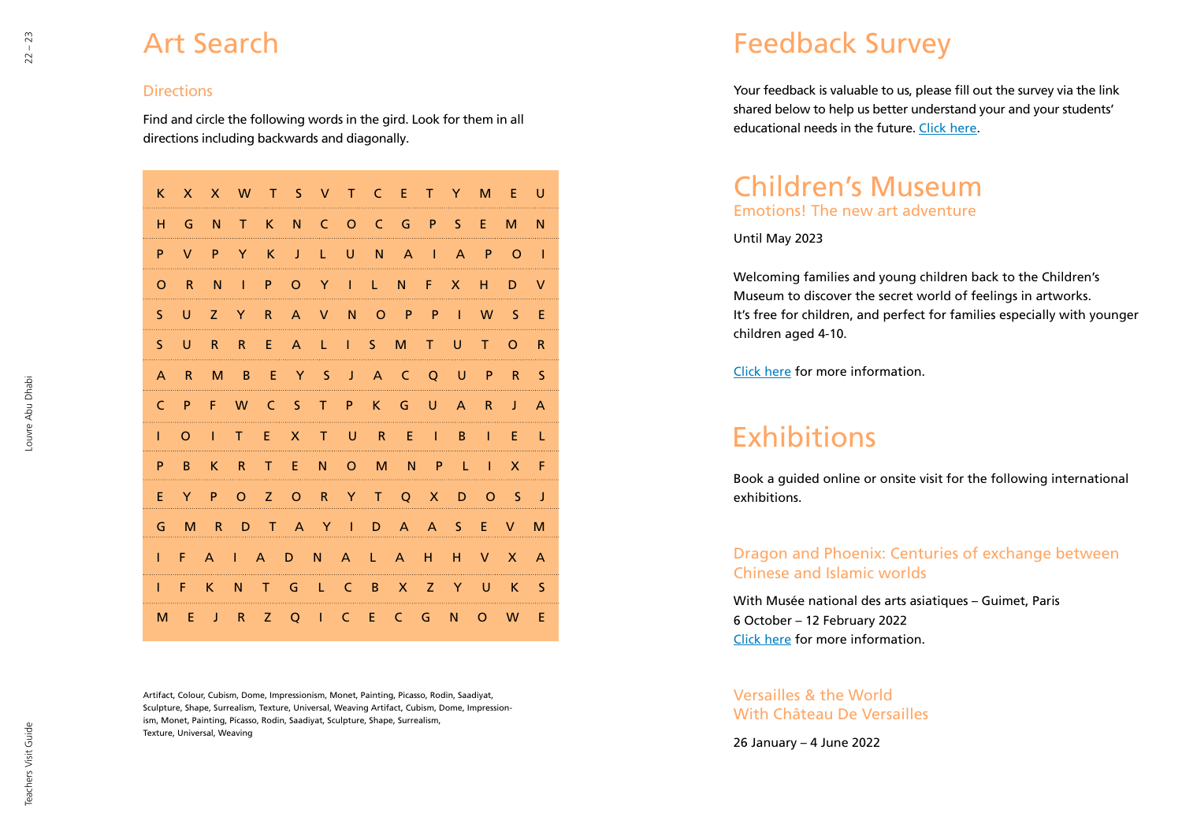# Art Search

## Directions

Find and circle the following words in the gird. Look for them in all directions including backwards and diagonally.

| | | | | | | | | | | | | | | |
|---|---|---|---|---|---|---|---|---|---|---|---|---|---|---|
| K | X | X | W | T | S | V | T | C | E | T | Y | M | E | U |
| H | G | N | T | K | N | C | O | C | G | P | S | E | M | N |
| P | V | P | Y | K | J | L | U | N | A | I | A | P | O | I |
| O | R | N | I | P | O | Y | I | L | N | F | X | H | D | V |
| S | U | Z | Y | R | A | V | N | O | P | P | I | W | S | E |
| S | U | R | R | E | A | L | I | S | M | T | U | T | O | R |
| A | R | M | B | E | Y | S | J | A | C | Q | U | P | R | S |
| C | P | F | W | C | S | T | P | K | G | U | A | R | J | A |
| I | O | I | T | E | X | T | U | R | E | I | B | I | E | L |
| P | B | K | R | T | E | N | O | M | N | P | L | I | X | F |
| E | Y | P | O | Z | O | R | Y | T | Q | X | D | O | S | J |
| G | M | R | D | T | A | Y | I | D | A | A | S | E | V | M |
| I | F | A | I | A | D | N | A | L | A | H | H | V | X | A |
| I | F | K | N | T | G | L | C | B | X | Z | Y | U | K | S |
| M | E | J | R | Z | Q | I | C | E | C | G | N | O | W | E |

Artifact, Colour, Cubism, Dome, Impressionism, Monet, Painting, Picasso, Rodin, Saadiyat, Sculpture, Shape, Surrealism, Texture, Universal, Weaving Artifact, Cubism, Dome, Impressionism, Monet, Painting, Picasso, Rodin, Saadiyat, Sculpture, Shape, Surrealism, Texture, Universal, Weaving

# Feedback Survey

Your feedback is valuable to us, please fill out the survey via the link shared below to help us better understand your and your students' educational needs in the future. Click here.

# Children's Museum

## Emotions! The new art adventure

Until May 2023

Welcoming families and young children back to the Children's Museum to discover the secret world of feelings in artworks. It's free for children, and perfect for families especially with younger children aged 4-10.

Click here for more information.

# Exhibitions

Book a guided online or onsite visit for the following international exhibitions.

## Dragon and Phoenix: Centuries of exchange between Chinese and Islamic worlds

With Musée national des arts asiatiques – Guimet, Paris
6 October – 12 February 2022
Click here for more information.

## Versailles & the World With Château De Versailles

26 January – 4 June 2022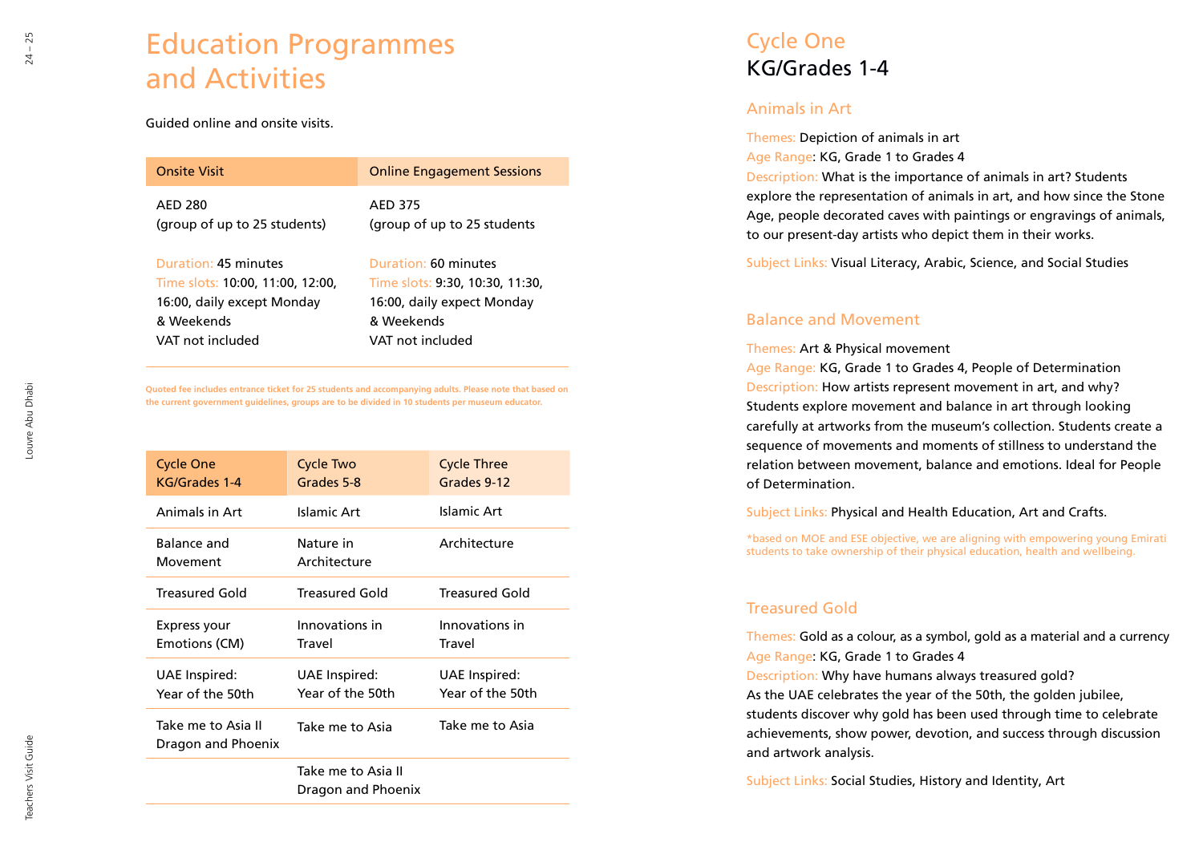# Education Programmes and Activities

Guided online and onsite visits.

| Onsite Visit | Online Engagement Sessions |
| --- | --- |
| AED 280<br>(group of up to 25 students) | AED 375<br>(group of up to 25 students |
| Duration: 45 minutes<br>Time slots: 10:00, 11:00, 12:00, 16:00, daily except Monday & Weekends<br>VAT not included | Duration: 60 minutes<br>Time slots: 9:30, 10:30, 11:30, 16:00, daily expect Monday & Weekends<br>VAT not included |

**Quoted fee includes entrance ticket for 25 students and accompanying adults. Please note that based on the current government guidelines, groups are to be divided in 10 students per museum educator.**

| Cycle One KG/Grades 1-4 | Cycle Two Grades 5-8 | Cycle Three Grades 9-12 |
| --- | --- | --- |
| Animals in Art | Islamic Art | Islamic Art |
| Balance and Movement | Nature in Architecture | Architecture |
| Treasured Gold | Treasured Gold | Treasured Gold |
| Express your Emotions (CM) | Innovations in Travel | Innovations in Travel |
| UAE Inspired: Year of the 50th | UAE Inspired: Year of the 50th | UAE Inspired: Year of the 50th |
| Take me to Asia II Dragon and Phoenix | Take me to Asia | Take me to Asia |
| | Take me to Asia II Dragon and Phoenix | |

## Cycle One
## KG/Grades 1-4

### Animals in Art

Themes: Depiction of animals in art
Age Range: KG, Grade 1 to Grades 4
Description: What is the importance of animals in art? Students explore the representation of animals in art, and how since the Stone Age, people decorated caves with paintings or engravings of animals, to our present-day artists who depict them in their works.

Subject Links: Visual Literacy, Arabic, Science, and Social Studies

### Balance and Movement

Themes: Art & Physical movement
Age Range: KG, Grade 1 to Grades 4, People of Determination
Description: How artists represent movement in art, and why? Students explore movement and balance in art through looking carefully at artworks from the museum's collection. Students create a sequence of movements and moments of stillness to understand the relation between movement, balance and emotions. Ideal for People of Determination.

Subject Links: Physical and Health Education, Art and Crafts.

*based on MOE and ESE objective, we are aligning with empowering young Emirati students to take ownership of their physical education, health and wellbeing.

### Treasured Gold

Themes: Gold as a colour, as a symbol, gold as a material and a currency
Age Range: KG, Grade 1 to Grades 4
Description: Why have humans always treasured gold?
As the UAE celebrates the year of the 50th, the golden jubilee, students discover why gold has been used through time to celebrate achievements, show power, devotion, and success through discussion and artwork analysis.

Subject Links: Social Studies, History and Identity, Art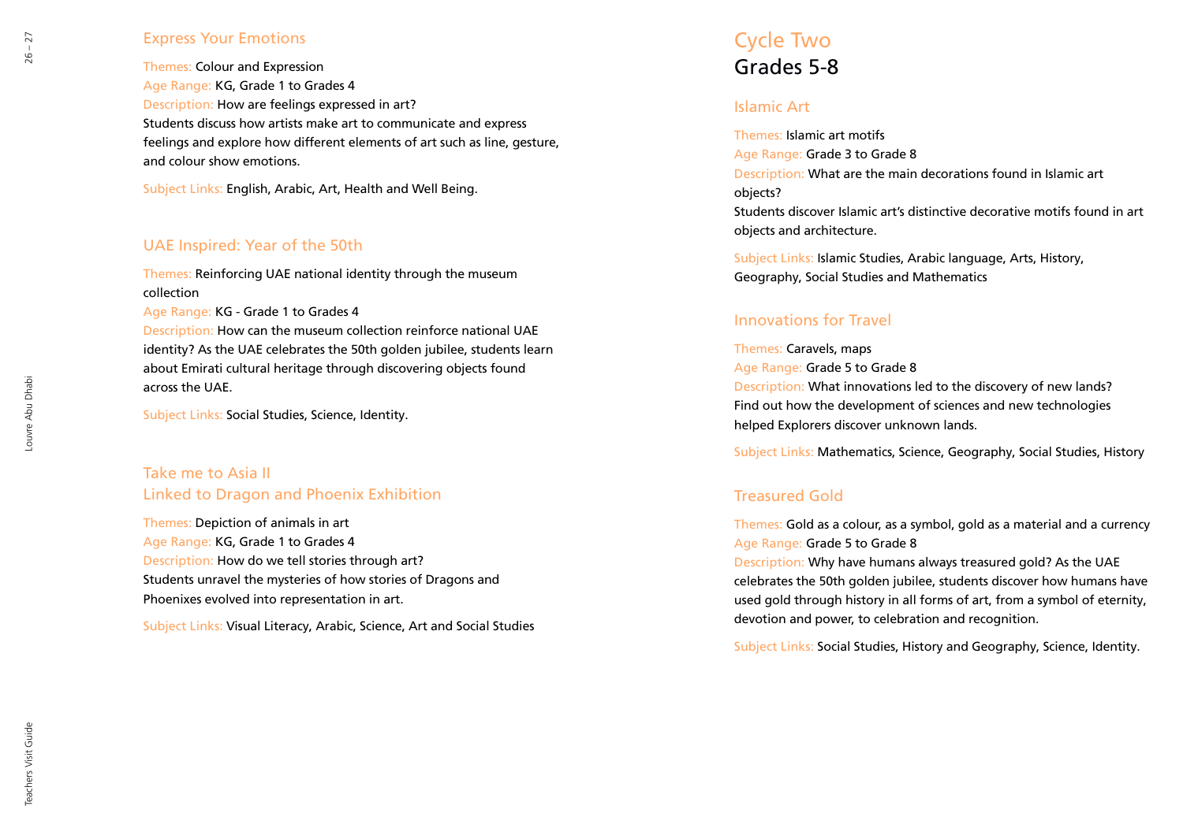## Express Your Emotions

Themes: Colour and Expression
Age Range: KG, Grade 1 to Grades 4
Description: How are feelings expressed in art?
Students discuss how artists make art to communicate and express feelings and explore how different elements of art such as line, gesture, and colour show emotions.

Subject Links: English, Arabic, Art, Health and Well Being.

## UAE Inspired: Year of the 50th

Themes: Reinforcing UAE national identity through the museum collection
Age Range: KG - Grade 1 to Grades 4
Description: How can the museum collection reinforce national UAE identity? As the UAE celebrates the 50th golden jubilee, students learn about Emirati cultural heritage through discovering objects found across the UAE.

Subject Links: Social Studies, Science, Identity.

## Take me to Asia II
## Linked to Dragon and Phoenix Exhibition

Themes: Depiction of animals in art
Age Range: KG, Grade 1 to Grades 4
Description: How do we tell stories through art?
Students unravel the mysteries of how stories of Dragons and Phoenixes evolved into representation in art.

Subject Links: Visual Literacy, Arabic, Science, Art and Social Studies

# Cycle Two
# Grades 5-8

## Islamic Art

Themes: Islamic art motifs
Age Range: Grade 3 to Grade 8
Description: What are the main decorations found in Islamic art objects?
Students discover Islamic art's distinctive decorative motifs found in art objects and architecture.

Subject Links: Islamic Studies, Arabic language, Arts, History, Geography, Social Studies and Mathematics

## Innovations for Travel

Themes: Caravels, maps
Age Range: Grade 5 to Grade 8
Description: What innovations led to the discovery of new lands?
Find out how the development of sciences and new technologies helped Explorers discover unknown lands.

Subject Links: Mathematics, Science, Geography, Social Studies, History

## Treasured Gold

Themes: Gold as a colour, as a symbol, gold as a material and a currency
Age Range: Grade 5 to Grade 8
Description: Why have humans always treasured gold? As the UAE celebrates the 50th golden jubilee, students discover how humans have used gold through history in all forms of art, from a symbol of eternity, devotion and power, to celebration and recognition.

Subject Links: Social Studies, History and Geography, Science, Identity.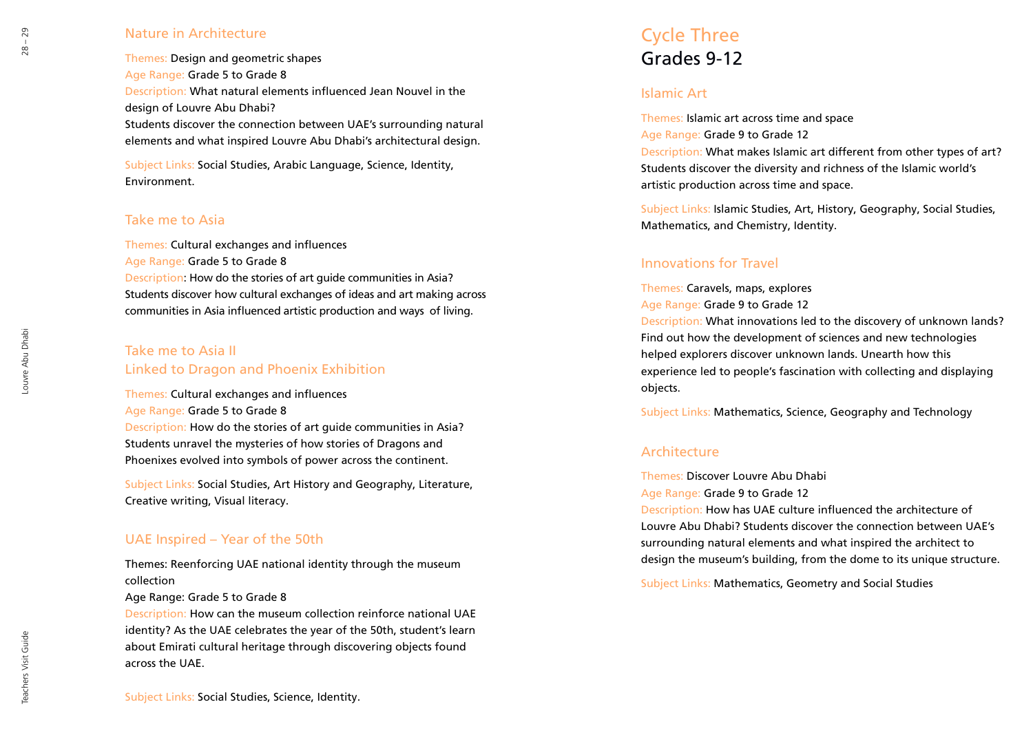### Nature in Architecture

Themes: Design and geometric shapes
Age Range: Grade 5 to Grade 8
Description: What natural elements influenced Jean Nouvel in the design of Louvre Abu Dhabi?
Students discover the connection between UAE's surrounding natural elements and what inspired Louvre Abu Dhabi's architectural design.

Subject Links: Social Studies, Arabic Language, Science, Identity, Environment.

### Take me to Asia

Themes: Cultural exchanges and influences
Age Range: Grade 5 to Grade 8
Description: How do the stories of art guide communities in Asia? Students discover how cultural exchanges of ideas and art making across communities in Asia influenced artistic production and ways of living.

### Take me to Asia II
### Linked to Dragon and Phoenix Exhibition

Themes: Cultural exchanges and influences
Age Range: Grade 5 to Grade 8
Description: How do the stories of art guide communities in Asia? Students unravel the mysteries of how stories of Dragons and Phoenixes evolved into symbols of power across the continent.

Subject Links: Social Studies, Art History and Geography, Literature, Creative writing, Visual literacy.

### UAE Inspired – Year of the 50th

Themes: Reenforcing UAE national identity through the museum collection
Age Range: Grade 5 to Grade 8
Description: How can the museum collection reinforce national UAE identity? As the UAE celebrates the year of the 50th, student's learn about Emirati cultural heritage through discovering objects found across the UAE.

Subject Links: Social Studies, Science, Identity.

## Cycle Three
## Grades 9-12

### Islamic Art

Themes: Islamic art across time and space
Age Range: Grade 9 to Grade 12
Description: What makes Islamic art different from other types of art? Students discover the diversity and richness of the Islamic world's artistic production across time and space.

Subject Links: Islamic Studies, Art, History, Geography, Social Studies, Mathematics, and Chemistry, Identity.

### Innovations for Travel

Themes: Caravels, maps, explores
Age Range: Grade 9 to Grade 12
Description: What innovations led to the discovery of unknown lands? Find out how the development of sciences and new technologies helped explorers discover unknown lands. Unearth how this experience led to people's fascination with collecting and displaying objects.

Subject Links: Mathematics, Science, Geography and Technology

### Architecture

Themes: Discover Louvre Abu Dhabi
Age Range: Grade 9 to Grade 12
Description: How has UAE culture influenced the architecture of Louvre Abu Dhabi? Students discover the connection between UAE's surrounding natural elements and what inspired the architect to design the museum's building, from the dome to its unique structure.

Subject Links: Mathematics, Geometry and Social Studies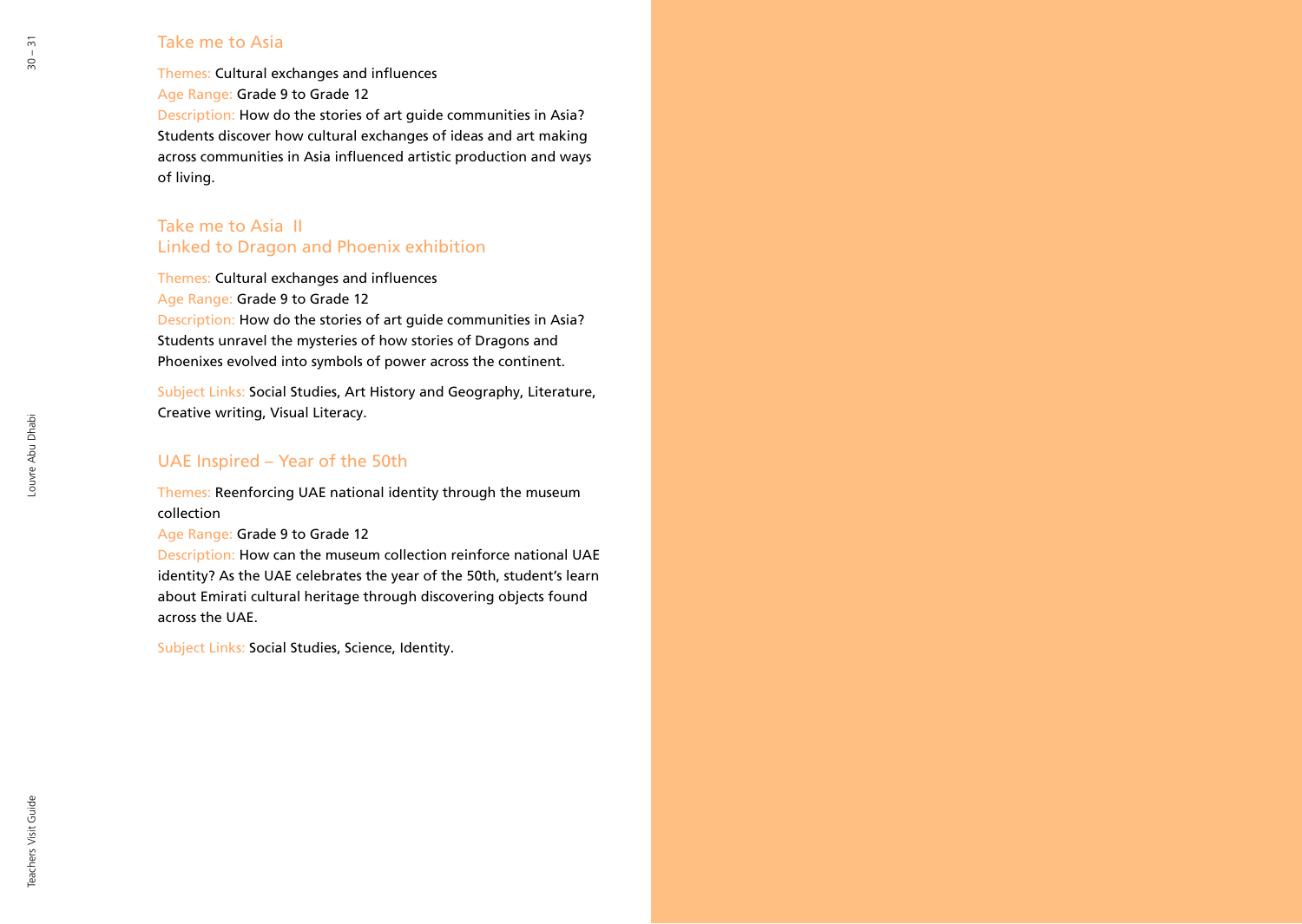## Take me to Asia

Themes: Cultural exchanges and influences
Age Range: Grade 9 to Grade 12
Description: How do the stories of art guide communities in Asia? Students discover how cultural exchanges of ideas and art making across communities in Asia influenced artistic production and ways of living.

## Take me to Asia II
## Linked to Dragon and Phoenix exhibition

Themes: Cultural exchanges and influences
Age Range: Grade 9 to Grade 12
Description: How do the stories of art guide communities in Asia? Students unravel the mysteries of how stories of Dragons and Phoenixes evolved into symbols of power across the continent.

Subject Links: Social Studies, Art History and Geography, Literature, Creative writing, Visual Literacy.

## UAE Inspired – Year of the 50th

Themes: Reenforcing UAE national identity through the museum collection
Age Range: Grade 9 to Grade 12
Description: How can the museum collection reinforce national UAE identity? As the UAE celebrates the year of the 50th, student's learn about Emirati cultural heritage through discovering objects found across the UAE.

Subject Links: Social Studies, Science, Identity.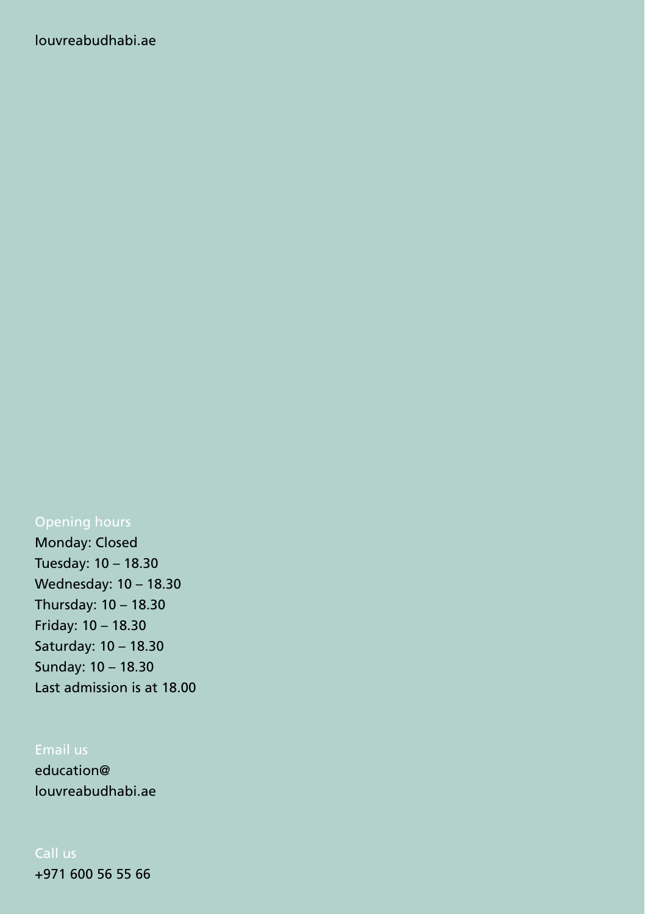louvreabudhabi.ae

Opening hours

Monday: Closed
Tuesday: 10 – 18.30
Wednesday: 10 – 18.30
Thursday: 10 – 18.30
Friday: 10 – 18.30
Saturday: 10 – 18.30
Sunday: 10 – 18.30
Last admission is at 18.00

Email us

education@
louvreabudhabi.ae

Call us

+971 600 56 55 66